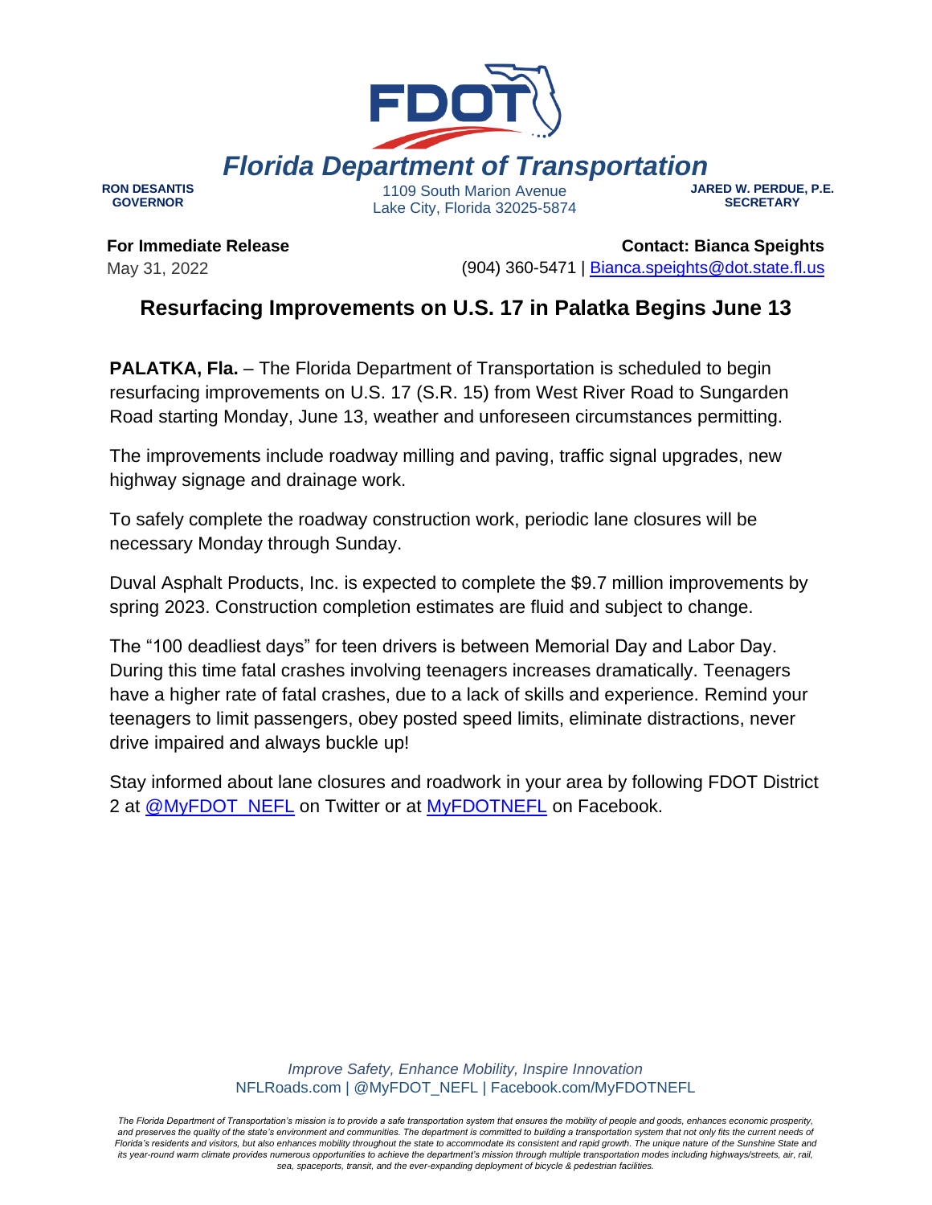# Florida Department of Transportation

**RON DESANTIS**
**GOVERNOR**

1109 South Marion Avenue
Lake City, Florida 32025-5874

**JARED W. PERDUE, P.E.**
**SECRETARY**

**For Immediate Release**
May 31, 2022

**Contact: Bianca Speights**
(904) 360-5471 | Bianca.speights@dot.state.fl.us

## Resurfacing Improvements on U.S. 17 in Palatka Begins June 13

**PALATKA, Fla.** – The Florida Department of Transportation is scheduled to begin resurfacing improvements on U.S. 17 (S.R. 15) from West River Road to Sungarden Road starting Monday, June 13, weather and unforeseen circumstances permitting.

The improvements include roadway milling and paving, traffic signal upgrades, new highway signage and drainage work.

To safely complete the roadway construction work, periodic lane closures will be necessary Monday through Sunday.

Duval Asphalt Products, Inc. is expected to complete the $9.7 million improvements by spring 2023. Construction completion estimates are fluid and subject to change.

The "100 deadliest days" for teen drivers is between Memorial Day and Labor Day. During this time fatal crashes involving teenagers increases dramatically. Teenagers have a higher rate of fatal crashes, due to a lack of skills and experience. Remind your teenagers to limit passengers, obey posted speed limits, eliminate distractions, never drive impaired and always buckle up!

Stay informed about lane closures and roadwork in your area by following FDOT District 2 at @MyFDOT_NEFL on Twitter or at MyFDOTNEFL on Facebook.

*Improve Safety, Enhance Mobility, Inspire Innovation*
NFLRoads.com | @MyFDOT_NEFL | Facebook.com/MyFDOTNEFL

*The Florida Department of Transportation's mission is to provide a safe transportation system that ensures the mobility of people and goods, enhances economic prosperity, and preserves the quality of the state's environment and communities. The department is committed to building a transportation system that not only fits the current needs of Florida's residents and visitors, but also enhances mobility throughout the state to accommodate its consistent and rapid growth. The unique nature of the Sunshine State and its year-round warm climate provides numerous opportunities to achieve the department's mission through multiple transportation modes including highways/streets, air, rail, sea, spaceports, transit, and the ever-expanding deployment of bicycle & pedestrian facilities.*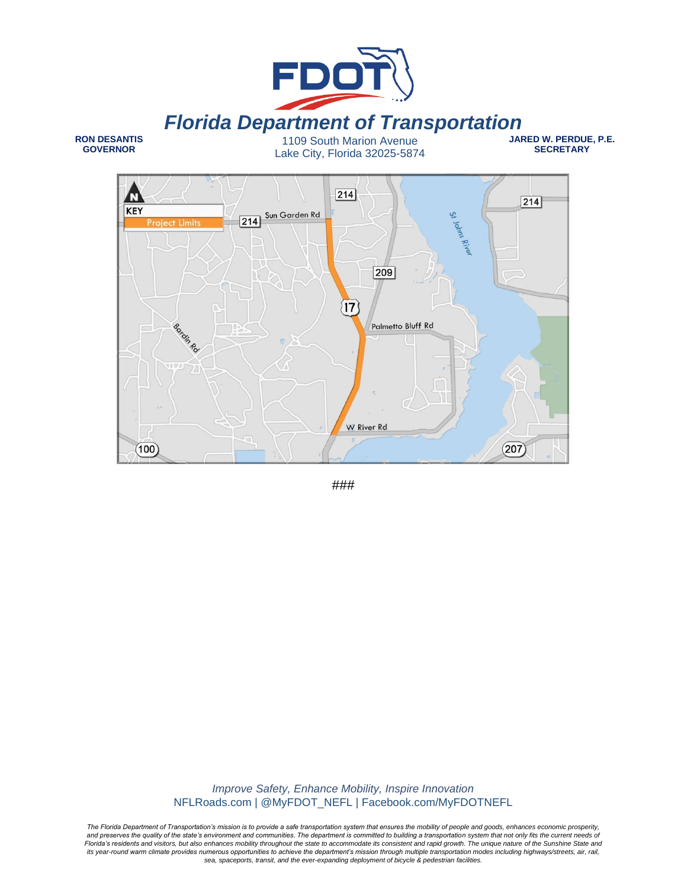# FDOT

## Florida Department of Transportation

**RON DESANTIS**
**GOVERNOR**

1109 South Marion Avenue
Lake City, Florida 32025-5874

**JARED W. PERDUE, P.E.**
**SECRETARY**

N
KEY
Project Limits
214
Sun Garden Rd
214
209
17
Palmetto Bluff Rd
Bardin Rd
St Johns River
214
W River Rd
100
207

###

*Improve Safety, Enhance Mobility, Inspire Innovation*
NFLRoads.com | @MyFDOT_NEFL | Facebook.com/MyFDOTNEFL

*The Florida Department of Transportation's mission is to provide a safe transportation system that ensures the mobility of people and goods, enhances economic prosperity, and preserves the quality of the state's environment and communities. The department is committed to building a transportation system that not only fits the current needs of Florida's residents and visitors, but also enhances mobility throughout the state to accommodate its consistent and rapid growth. The unique nature of the Sunshine State and its year-round warm climate provides numerous opportunities to achieve the department's mission through multiple transportation modes including highways/streets, air, rail, sea, spaceports, transit, and the ever-expanding deployment of bicycle & pedestrian facilities.*